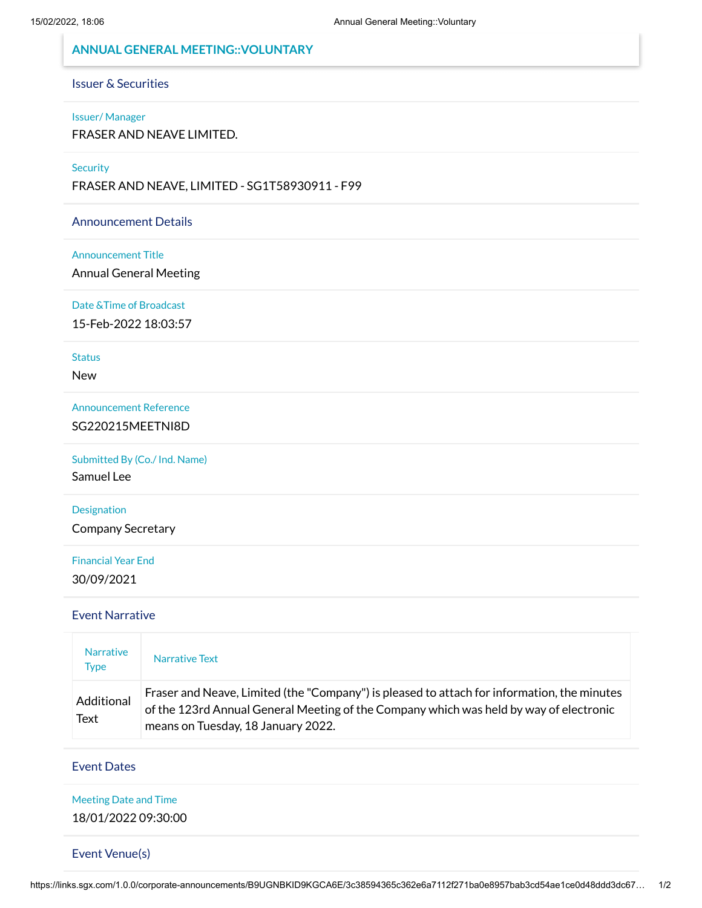# ANNUAL GENERAL MEETING::VOLUNTARY

## Issuer & Securities

**Issuer/ Manager**

FRASER AND NEAVE LIMITED.

**Security**

FRASER AND NEAVE, LIMITED - SG1T58930911 - F99

## Announcement Details

**Announcement Title**

Annual General Meeting

**Date &Time of Broadcast**

15-Feb-2022 18:03:57

**Status**

New

**Announcement Reference**

SG220215MEETNI8D

**Submitted By (Co./ Ind. Name)**

Samuel Lee

**Designation**

Company Secretary

**Financial Year End**

30/09/2021

## Event Narrative

| Narrative Type | Narrative Text |
| --- | --- |
| Additional Text | Fraser and Neave, Limited (the "Company") is pleased to attach for information, the minutes of the 123rd Annual General Meeting of the Company which was held by way of electronic means on Tuesday, 18 January 2022. |

## Event Dates

**Meeting Date and Time**

18/01/2022 09:30:00

## Event Venue(s)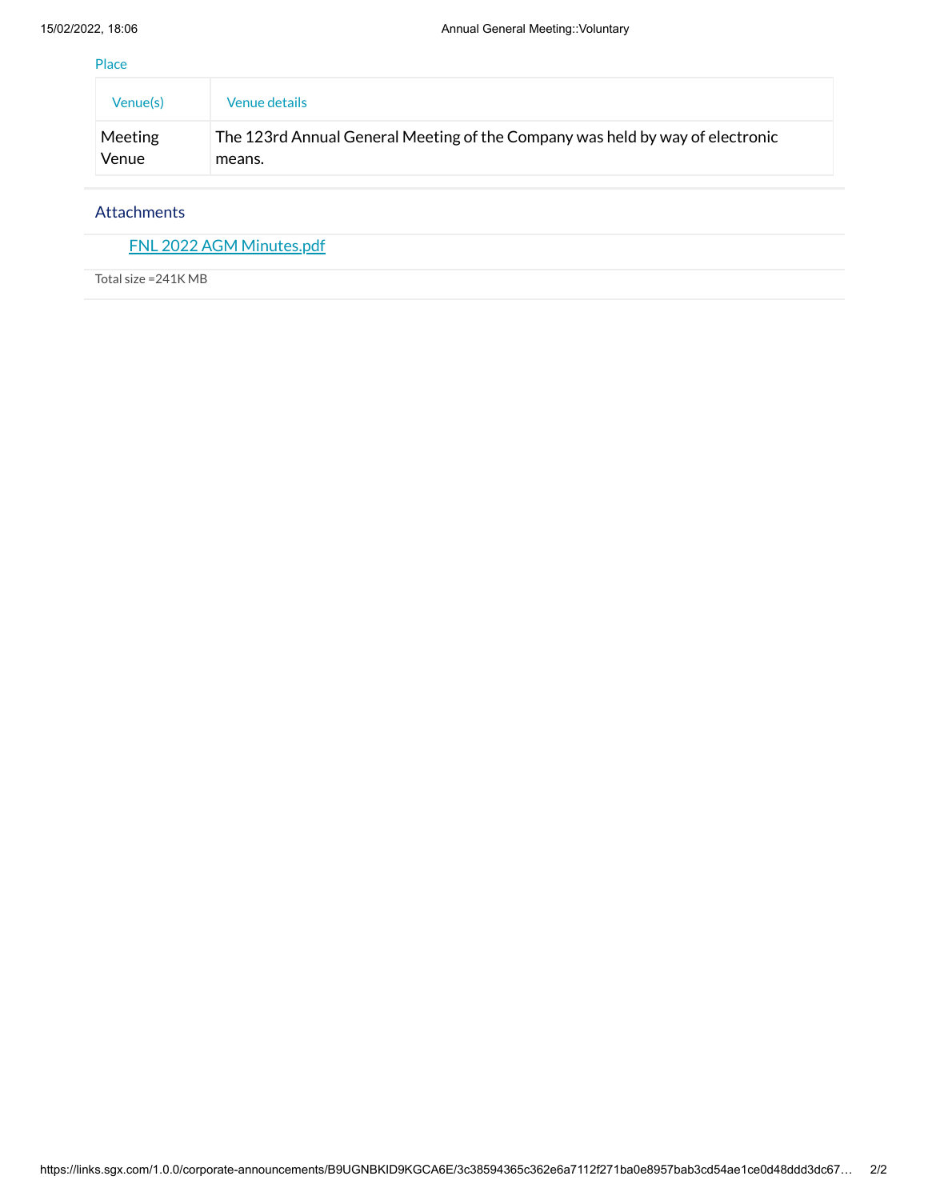Place

| Venue(s) | Venue details |
| --- | --- |
| Meeting Venue | The 123rd Annual General Meeting of the Company was held by way of electronic means. |

## Attachments

FNL 2022 AGM Minutes.pdf

Total size =241K MB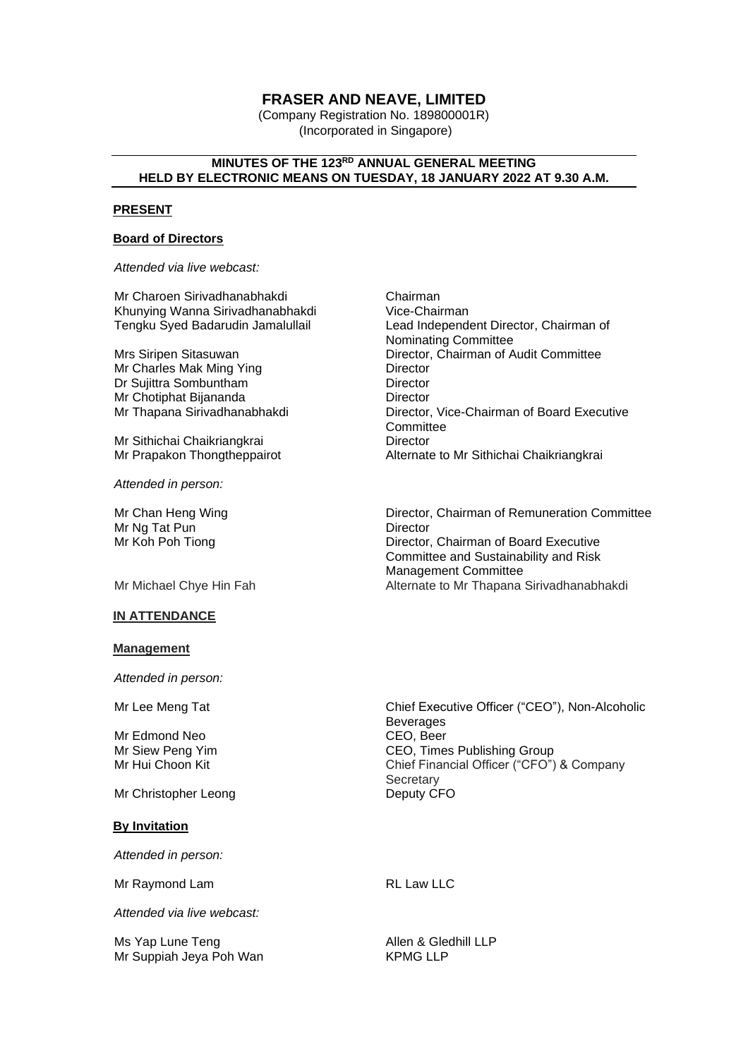# FRASER AND NEAVE, LIMITED

(Company Registration No. 189800001R)
(Incorporated in Singapore)

## MINUTES OF THE 123RD ANNUAL GENERAL MEETING HELD BY ELECTRONIC MEANS ON TUESDAY, 18 JANUARY 2022 AT 9.30 A.M.

**PRESENT**

**Board of Directors**

*Attended via live webcast:*

| | |
|---|---|
| Mr Charoen Sirivadhanabhakdi | Chairman |
| Khunying Wanna Sirivadhanabhakdi | Vice-Chairman |
| Tengku Syed Badarudin Jamalullail | Lead Independent Director, Chairman of Nominating Committee |
| Mrs Siripen Sitasuwan | Director, Chairman of Audit Committee |
| Mr Charles Mak Ming Ying | Director |
| Dr Sujittra Sombuntham | Director |
| Mr Chotiphat Bijananda | Director |
| Mr Thapana Sirivadhanabhakdi | Director, Vice-Chairman of Board Executive Committee |
| Mr Sithichai Chaikriangkrai | Director |
| Mr Prapakon Thongtheppairot | Alternate to Mr Sithichai Chaikriangkrai |

*Attended in person:*

| | |
|---|---|
| Mr Chan Heng Wing | Director, Chairman of Remuneration Committee |
| Mr Ng Tat Pun | Director |
| Mr Koh Poh Tiong | Director, Chairman of Board Executive Committee and Sustainability and Risk Management Committee |
| Mr Michael Chye Hin Fah | Alternate to Mr Thapana Sirivadhanabhakdi |

**IN ATTENDANCE**

**Management**

*Attended in person:*

| | |
|---|---|
| Mr Lee Meng Tat | Chief Executive Officer ("CEO"), Non-Alcoholic Beverages |
| Mr Edmond Neo | CEO, Beer |
| Mr Siew Peng Yim | CEO, Times Publishing Group |
| Mr Hui Choon Kit | Chief Financial Officer ("CFO") & Company Secretary |
| Mr Christopher Leong | Deputy CFO |

**By Invitation**

*Attended in person:*

| | |
|---|---|
| Mr Raymond Lam | RL Law LLC |

*Attended via live webcast:*

| | |
|---|---|
| Ms Yap Lune Teng | Allen & Gledhill LLP |
| Mr Suppiah Jeya Poh Wan | KPMG LLP |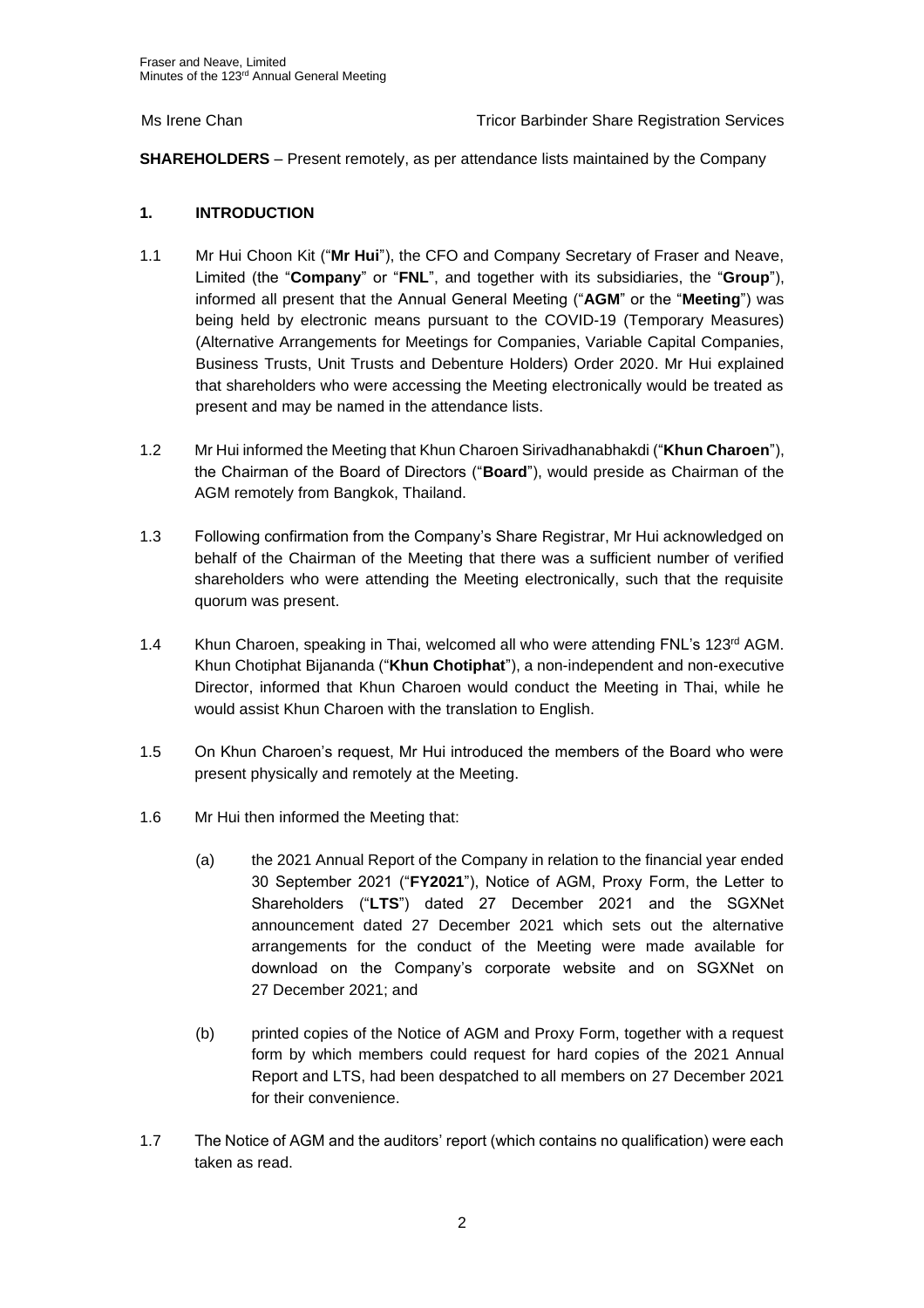Ms Irene Chan Tricor Barbinder Share Registration Services

**SHAREHOLDERS** – Present remotely, as per attendance lists maintained by the Company

## 1. INTRODUCTION

1.1 Mr Hui Choon Kit ("**Mr Hui**"), the CFO and Company Secretary of Fraser and Neave, Limited (the "**Company**" or "**FNL**", and together with its subsidiaries, the "**Group**"), informed all present that the Annual General Meeting ("**AGM**" or the "**Meeting**") was being held by electronic means pursuant to the COVID-19 (Temporary Measures) (Alternative Arrangements for Meetings for Companies, Variable Capital Companies, Business Trusts, Unit Trusts and Debenture Holders) Order 2020. Mr Hui explained that shareholders who were accessing the Meeting electronically would be treated as present and may be named in the attendance lists.

1.2 Mr Hui informed the Meeting that Khun Charoen Sirivadhanabhakdi ("**Khun Charoen**"), the Chairman of the Board of Directors ("**Board**"), would preside as Chairman of the AGM remotely from Bangkok, Thailand.

1.3 Following confirmation from the Company's Share Registrar, Mr Hui acknowledged on behalf of the Chairman of the Meeting that there was a sufficient number of verified shareholders who were attending the Meeting electronically, such that the requisite quorum was present.

1.4 Khun Charoen, speaking in Thai, welcomed all who were attending FNL's 123rd AGM. Khun Chotiphat Bijananda ("**Khun Chotiphat**"), a non-independent and non-executive Director, informed that Khun Charoen would conduct the Meeting in Thai, while he would assist Khun Charoen with the translation to English.

1.5 On Khun Charoen's request, Mr Hui introduced the members of the Board who were present physically and remotely at the Meeting.

1.6 Mr Hui then informed the Meeting that:

(a) the 2021 Annual Report of the Company in relation to the financial year ended 30 September 2021 ("**FY2021**"), Notice of AGM, Proxy Form, the Letter to Shareholders ("**LTS**") dated 27 December 2021 and the SGXNet announcement dated 27 December 2021 which sets out the alternative arrangements for the conduct of the Meeting were made available for download on the Company's corporate website and on SGXNet on 27 December 2021; and

(b) printed copies of the Notice of AGM and Proxy Form, together with a request form by which members could request for hard copies of the 2021 Annual Report and LTS, had been despatched to all members on 27 December 2021 for their convenience.

1.7 The Notice of AGM and the auditors' report (which contains no qualification) were each taken as read.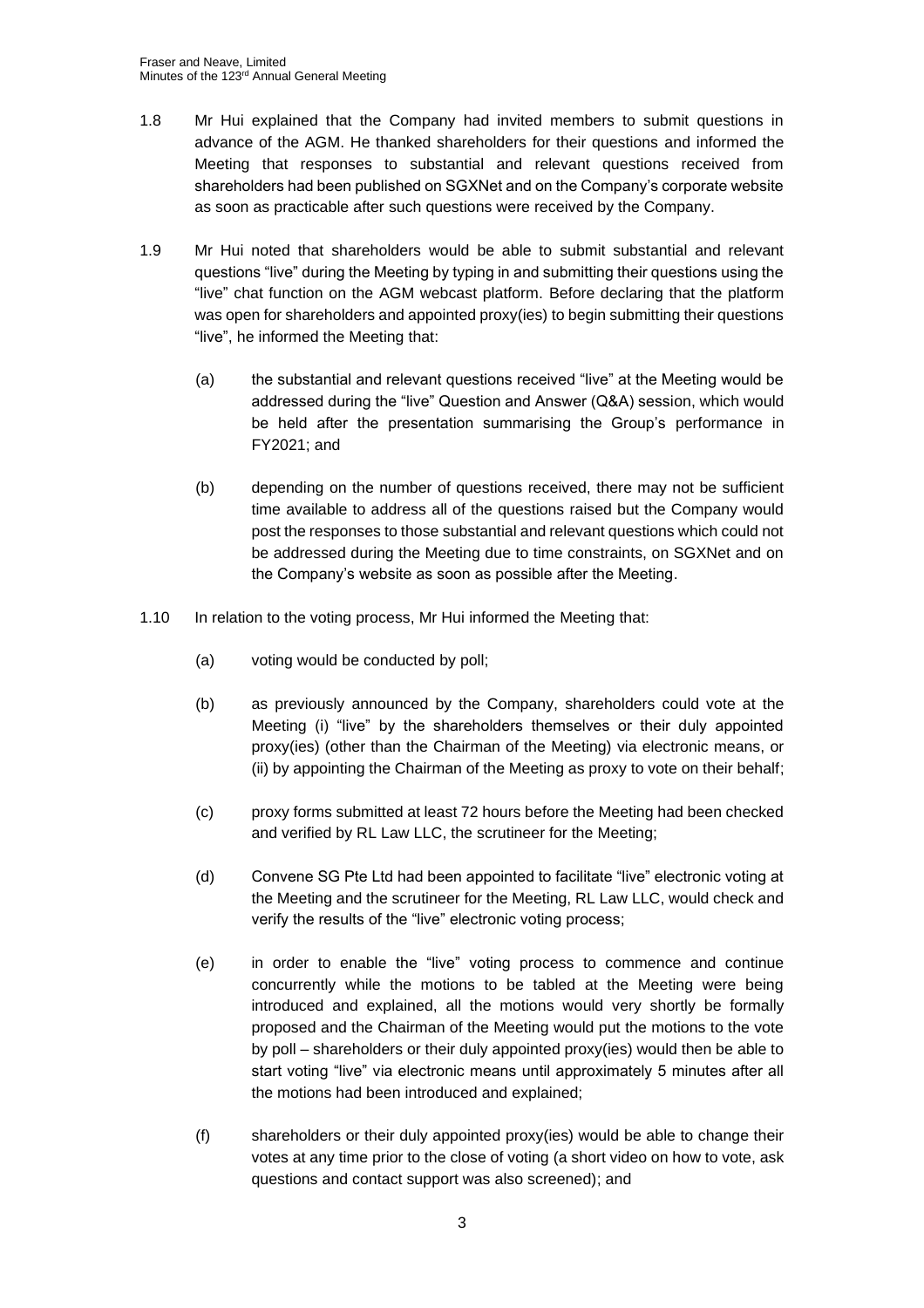1.8 Mr Hui explained that the Company had invited members to submit questions in advance of the AGM. He thanked shareholders for their questions and informed the Meeting that responses to substantial and relevant questions received from shareholders had been published on SGXNet and on the Company's corporate website as soon as practicable after such questions were received by the Company.

1.9 Mr Hui noted that shareholders would be able to submit substantial and relevant questions "live" during the Meeting by typing in and submitting their questions using the "live" chat function on the AGM webcast platform. Before declaring that the platform was open for shareholders and appointed proxy(ies) to begin submitting their questions "live", he informed the Meeting that:

(a) the substantial and relevant questions received "live" at the Meeting would be addressed during the "live" Question and Answer (Q&A) session, which would be held after the presentation summarising the Group's performance in FY2021; and

(b) depending on the number of questions received, there may not be sufficient time available to address all of the questions raised but the Company would post the responses to those substantial and relevant questions which could not be addressed during the Meeting due to time constraints, on SGXNet and on the Company's website as soon as possible after the Meeting.

1.10 In relation to the voting process, Mr Hui informed the Meeting that:

(a) voting would be conducted by poll;

(b) as previously announced by the Company, shareholders could vote at the Meeting (i) "live" by the shareholders themselves or their duly appointed proxy(ies) (other than the Chairman of the Meeting) via electronic means, or (ii) by appointing the Chairman of the Meeting as proxy to vote on their behalf;

(c) proxy forms submitted at least 72 hours before the Meeting had been checked and verified by RL Law LLC, the scrutineer for the Meeting;

(d) Convene SG Pte Ltd had been appointed to facilitate "live" electronic voting at the Meeting and the scrutineer for the Meeting, RL Law LLC, would check and verify the results of the "live" electronic voting process;

(e) in order to enable the "live" voting process to commence and continue concurrently while the motions to be tabled at the Meeting were being introduced and explained, all the motions would very shortly be formally proposed and the Chairman of the Meeting would put the motions to the vote by poll – shareholders or their duly appointed proxy(ies) would then be able to start voting "live" via electronic means until approximately 5 minutes after all the motions had been introduced and explained;

(f) shareholders or their duly appointed proxy(ies) would be able to change their votes at any time prior to the close of voting (a short video on how to vote, ask questions and contact support was also screened); and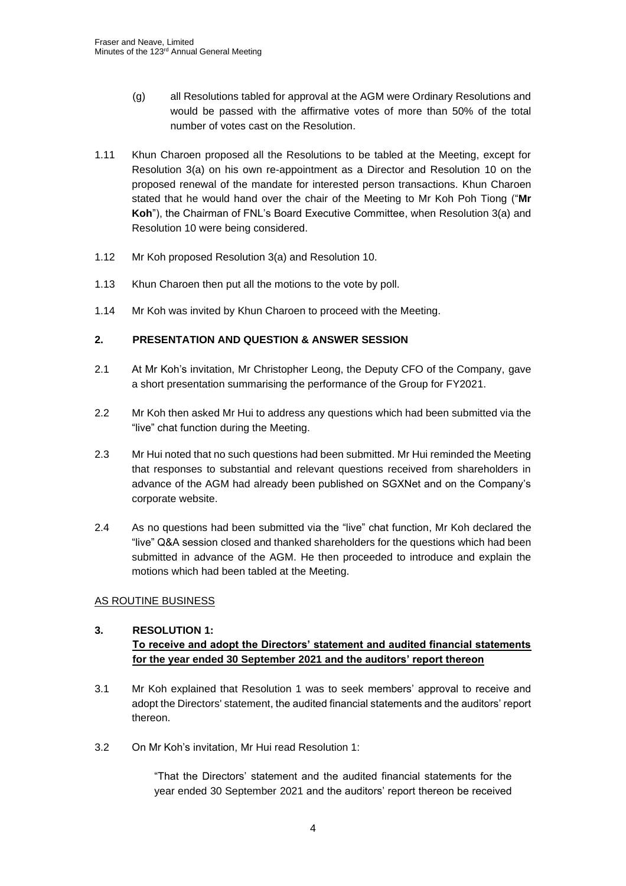(g) all Resolutions tabled for approval at the AGM were Ordinary Resolutions and would be passed with the affirmative votes of more than 50% of the total number of votes cast on the Resolution.

1.11 Khun Charoen proposed all the Resolutions to be tabled at the Meeting, except for Resolution 3(a) on his own re-appointment as a Director and Resolution 10 on the proposed renewal of the mandate for interested person transactions. Khun Charoen stated that he would hand over the chair of the Meeting to Mr Koh Poh Tiong ("**Mr Koh**"), the Chairman of FNL's Board Executive Committee, when Resolution 3(a) and Resolution 10 were being considered.

1.12 Mr Koh proposed Resolution 3(a) and Resolution 10.

1.13 Khun Charoen then put all the motions to the vote by poll.

1.14 Mr Koh was invited by Khun Charoen to proceed with the Meeting.

## 2. PRESENTATION AND QUESTION & ANSWER SESSION

2.1 At Mr Koh's invitation, Mr Christopher Leong, the Deputy CFO of the Company, gave a short presentation summarising the performance of the Group for FY2021.

2.2 Mr Koh then asked Mr Hui to address any questions which had been submitted via the "live" chat function during the Meeting.

2.3 Mr Hui noted that no such questions had been submitted. Mr Hui reminded the Meeting that responses to substantial and relevant questions received from shareholders in advance of the AGM had already been published on SGXNet and on the Company's corporate website.

2.4 As no questions had been submitted via the "live" chat function, Mr Koh declared the "live" Q&A session closed and thanked shareholders for the questions which had been submitted in advance of the AGM. He then proceeded to introduce and explain the motions which had been tabled at the Meeting.

<u>AS ROUTINE BUSINESS</u>

## 3. RESOLUTION 1:
**<u>To receive and adopt the Directors' statement and audited financial statements for the year ended 30 September 2021 and the auditors' report thereon</u>**

3.1 Mr Koh explained that Resolution 1 was to seek members' approval to receive and adopt the Directors' statement, the audited financial statements and the auditors' report thereon.

3.2 On Mr Koh's invitation, Mr Hui read Resolution 1:

> "That the Directors' statement and the audited financial statements for the year ended 30 September 2021 and the auditors' report thereon be received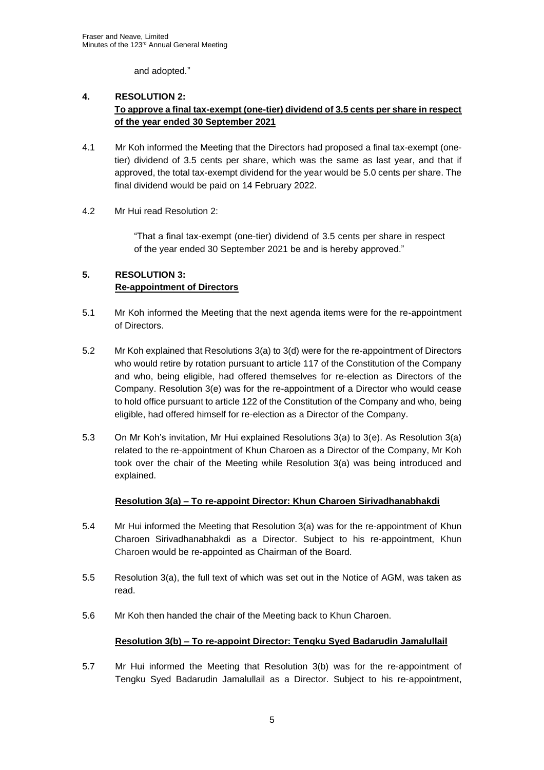and adopted."

## 4. RESOLUTION 2:

**To approve a final tax-exempt (one-tier) dividend of 3.5 cents per share in respect of the year ended 30 September 2021**

4.1 Mr Koh informed the Meeting that the Directors had proposed a final tax-exempt (one-tier) dividend of 3.5 cents per share, which was the same as last year, and that if approved, the total tax-exempt dividend for the year would be 5.0 cents per share. The final dividend would be paid on 14 February 2022.

4.2 Mr Hui read Resolution 2:

> "That a final tax-exempt (one-tier) dividend of 3.5 cents per share in respect of the year ended 30 September 2021 be and is hereby approved."

## 5. RESOLUTION 3:

**Re-appointment of Directors**

5.1 Mr Koh informed the Meeting that the next agenda items were for the re-appointment of Directors.

5.2 Mr Koh explained that Resolutions 3(a) to 3(d) were for the re-appointment of Directors who would retire by rotation pursuant to article 117 of the Constitution of the Company and who, being eligible, had offered themselves for re-election as Directors of the Company. Resolution 3(e) was for the re-appointment of a Director who would cease to hold office pursuant to article 122 of the Constitution of the Company and who, being eligible, had offered himself for re-election as a Director of the Company.

5.3 On Mr Koh's invitation, Mr Hui explained Resolutions 3(a) to 3(e). As Resolution 3(a) related to the re-appointment of Khun Charoen as a Director of the Company, Mr Koh took over the chair of the Meeting while Resolution 3(a) was being introduced and explained.

**Resolution 3(a) – To re-appoint Director: Khun Charoen Sirivadhanabhakdi**

5.4 Mr Hui informed the Meeting that Resolution 3(a) was for the re-appointment of Khun Charoen Sirivadhanabhakdi as a Director. Subject to his re-appointment, Khun Charoen would be re-appointed as Chairman of the Board.

5.5 Resolution 3(a), the full text of which was set out in the Notice of AGM, was taken as read.

5.6 Mr Koh then handed the chair of the Meeting back to Khun Charoen.

**Resolution 3(b) – To re-appoint Director: Tengku Syed Badarudin Jamalullail**

5.7 Mr Hui informed the Meeting that Resolution 3(b) was for the re-appointment of Tengku Syed Badarudin Jamalullail as a Director. Subject to his re-appointment,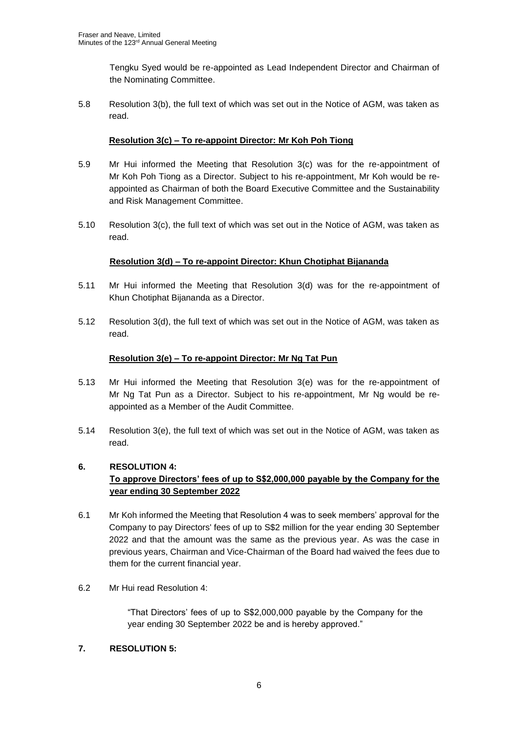Tengku Syed would be re-appointed as Lead Independent Director and Chairman of the Nominating Committee.

5.8 Resolution 3(b), the full text of which was set out in the Notice of AGM, was taken as read.

**Resolution 3(c) – To re-appoint Director: Mr Koh Poh Tiong**

5.9 Mr Hui informed the Meeting that Resolution 3(c) was for the re-appointment of Mr Koh Poh Tiong as a Director. Subject to his re-appointment, Mr Koh would be re-appointed as Chairman of both the Board Executive Committee and the Sustainability and Risk Management Committee.

5.10 Resolution 3(c), the full text of which was set out in the Notice of AGM, was taken as read.

**Resolution 3(d) – To re-appoint Director: Khun Chotiphat Bijananda**

5.11 Mr Hui informed the Meeting that Resolution 3(d) was for the re-appointment of Khun Chotiphat Bijananda as a Director.

5.12 Resolution 3(d), the full text of which was set out in the Notice of AGM, was taken as read.

**Resolution 3(e) – To re-appoint Director: Mr Ng Tat Pun**

5.13 Mr Hui informed the Meeting that Resolution 3(e) was for the re-appointment of Mr Ng Tat Pun as a Director. Subject to his re-appointment, Mr Ng would be re-appointed as a Member of the Audit Committee.

5.14 Resolution 3(e), the full text of which was set out in the Notice of AGM, was taken as read.

## 6. RESOLUTION 4:

**To approve Directors' fees of up to S$2,000,000 payable by the Company for the year ending 30 September 2022**

6.1 Mr Koh informed the Meeting that Resolution 4 was to seek members' approval for the Company to pay Directors' fees of up to S$2 million for the year ending 30 September 2022 and that the amount was the same as the previous year. As was the case in previous years, Chairman and Vice-Chairman of the Board had waived the fees due to them for the current financial year.

6.2 Mr Hui read Resolution 4:

> "That Directors' fees of up to S$2,000,000 payable by the Company for the year ending 30 September 2022 be and is hereby approved."

## 7. RESOLUTION 5: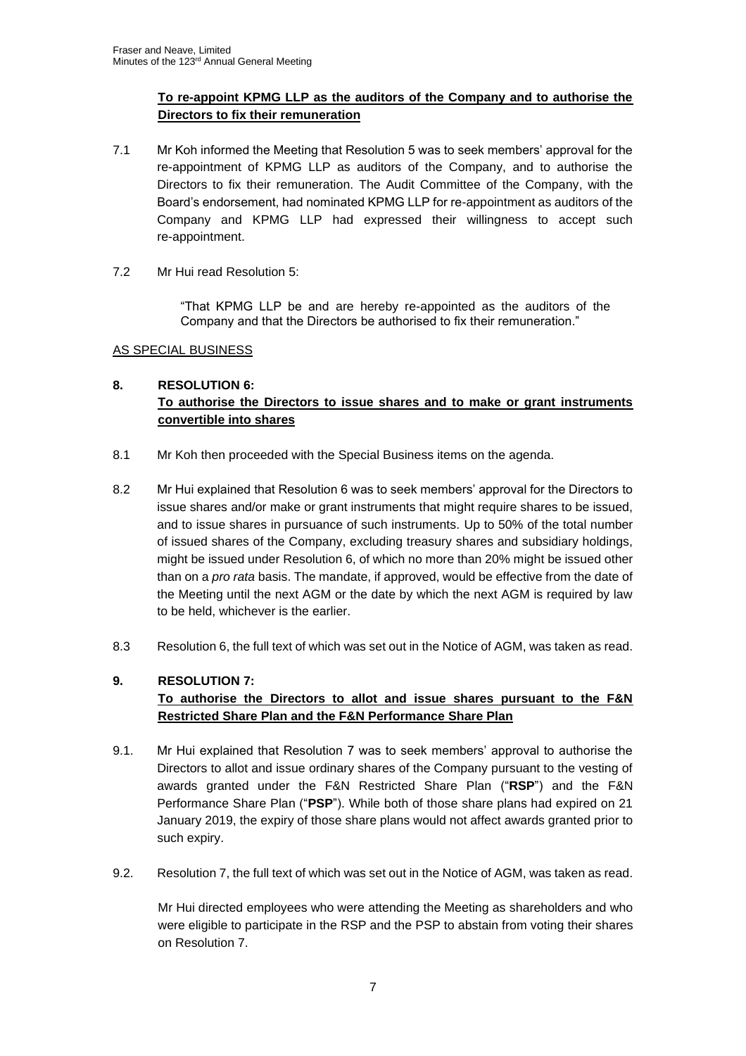**To re-appoint KPMG LLP as the auditors of the Company and to authorise the Directors to fix their remuneration**

7.1 Mr Koh informed the Meeting that Resolution 5 was to seek members' approval for the re-appointment of KPMG LLP as auditors of the Company, and to authorise the Directors to fix their remuneration. The Audit Committee of the Company, with the Board's endorsement, had nominated KPMG LLP for re-appointment as auditors of the Company and KPMG LLP had expressed their willingness to accept such re-appointment.

7.2 Mr Hui read Resolution 5:

> "That KPMG LLP be and are hereby re-appointed as the auditors of the Company and that the Directors be authorised to fix their remuneration."

AS SPECIAL BUSINESS

**8. RESOLUTION 6:**
**To authorise the Directors to issue shares and to make or grant instruments convertible into shares**

8.1 Mr Koh then proceeded with the Special Business items on the agenda.

8.2 Mr Hui explained that Resolution 6 was to seek members' approval for the Directors to issue shares and/or make or grant instruments that might require shares to be issued, and to issue shares in pursuance of such instruments. Up to 50% of the total number of issued shares of the Company, excluding treasury shares and subsidiary holdings, might be issued under Resolution 6, of which no more than 20% might be issued other than on a *pro rata* basis. The mandate, if approved, would be effective from the date of the Meeting until the next AGM or the date by which the next AGM is required by law to be held, whichever is the earlier.

8.3 Resolution 6, the full text of which was set out in the Notice of AGM, was taken as read.

**9. RESOLUTION 7:**
**To authorise the Directors to allot and issue shares pursuant to the F&N Restricted Share Plan and the F&N Performance Share Plan**

9.1. Mr Hui explained that Resolution 7 was to seek members' approval to authorise the Directors to allot and issue ordinary shares of the Company pursuant to the vesting of awards granted under the F&N Restricted Share Plan ("**RSP**") and the F&N Performance Share Plan ("**PSP**"). While both of those share plans had expired on 21 January 2019, the expiry of those share plans would not affect awards granted prior to such expiry.

9.2. Resolution 7, the full text of which was set out in the Notice of AGM, was taken as read.

Mr Hui directed employees who were attending the Meeting as shareholders and who were eligible to participate in the RSP and the PSP to abstain from voting their shares on Resolution 7.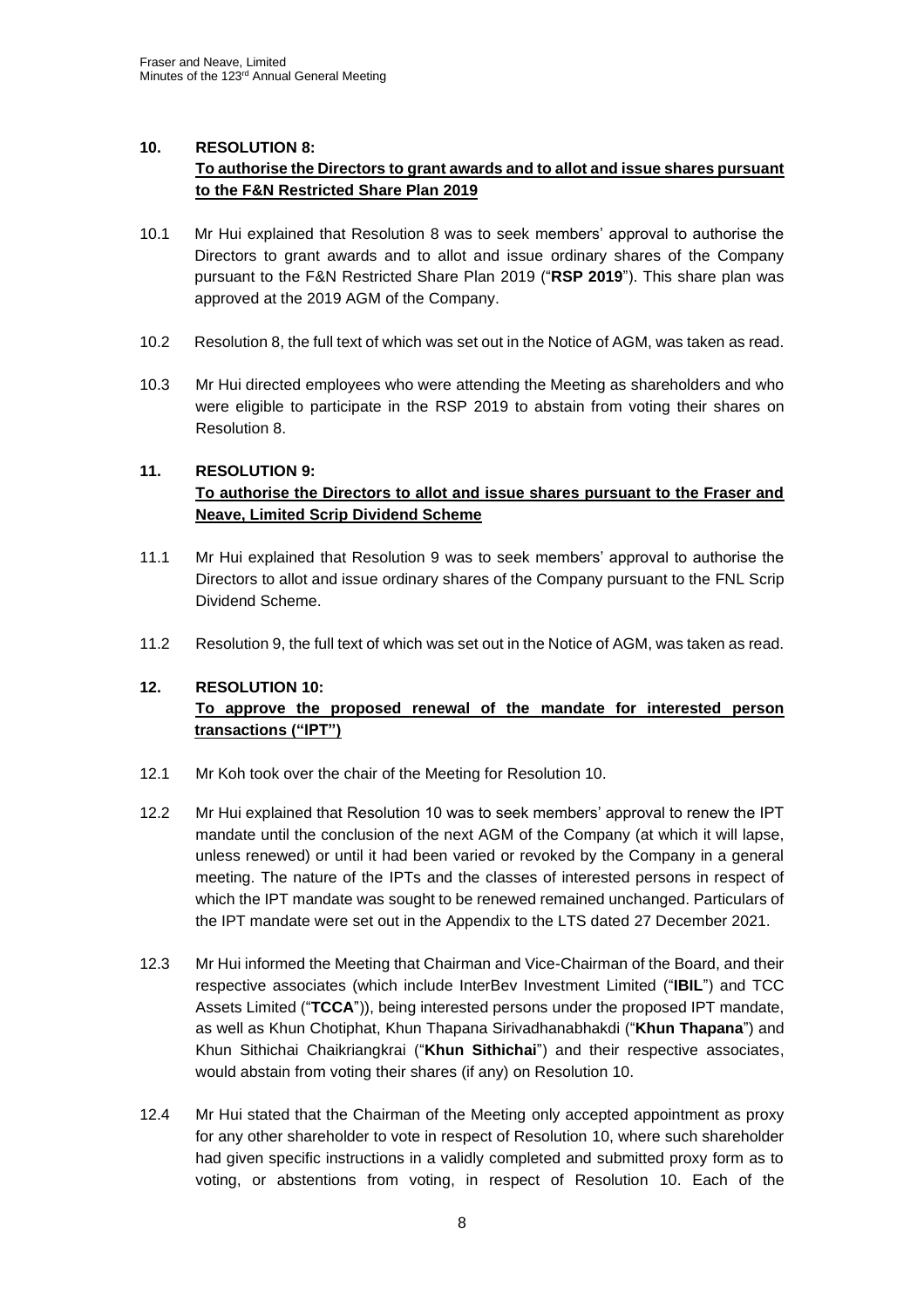**10. RESOLUTION 8:**
**<u>To authorise the Directors to grant awards and to allot and issue shares pursuant to the F&N Restricted Share Plan 2019</u>**

10.1 Mr Hui explained that Resolution 8 was to seek members' approval to authorise the Directors to grant awards and to allot and issue ordinary shares of the Company pursuant to the F&N Restricted Share Plan 2019 ("**RSP 2019**"). This share plan was approved at the 2019 AGM of the Company.

10.2 Resolution 8, the full text of which was set out in the Notice of AGM, was taken as read.

10.3 Mr Hui directed employees who were attending the Meeting as shareholders and who were eligible to participate in the RSP 2019 to abstain from voting their shares on Resolution 8.

**11. RESOLUTION 9:**
**<u>To authorise the Directors to allot and issue shares pursuant to the Fraser and Neave, Limited Scrip Dividend Scheme</u>**

11.1 Mr Hui explained that Resolution 9 was to seek members' approval to authorise the Directors to allot and issue ordinary shares of the Company pursuant to the FNL Scrip Dividend Scheme.

11.2 Resolution 9, the full text of which was set out in the Notice of AGM, was taken as read.

**12. RESOLUTION 10:**
**<u>To approve the proposed renewal of the mandate for interested person transactions ("IPT")</u>**

12.1 Mr Koh took over the chair of the Meeting for Resolution 10.

12.2 Mr Hui explained that Resolution 10 was to seek members' approval to renew the IPT mandate until the conclusion of the next AGM of the Company (at which it will lapse, unless renewed) or until it had been varied or revoked by the Company in a general meeting. The nature of the IPTs and the classes of interested persons in respect of which the IPT mandate was sought to be renewed remained unchanged. Particulars of the IPT mandate were set out in the Appendix to the LTS dated 27 December 2021.

12.3 Mr Hui informed the Meeting that Chairman and Vice-Chairman of the Board, and their respective associates (which include InterBev Investment Limited ("**IBIL**") and TCC Assets Limited ("**TCCA**")), being interested persons under the proposed IPT mandate, as well as Khun Chotiphat, Khun Thapana Sirivadhanabhakdi ("**Khun Thapana**") and Khun Sithichai Chaikriangkrai ("**Khun Sithichai**") and their respective associates, would abstain from voting their shares (if any) on Resolution 10.

12.4 Mr Hui stated that the Chairman of the Meeting only accepted appointment as proxy for any other shareholder to vote in respect of Resolution 10, where such shareholder had given specific instructions in a validly completed and submitted proxy form as to voting, or abstentions from voting, in respect of Resolution 10. Each of the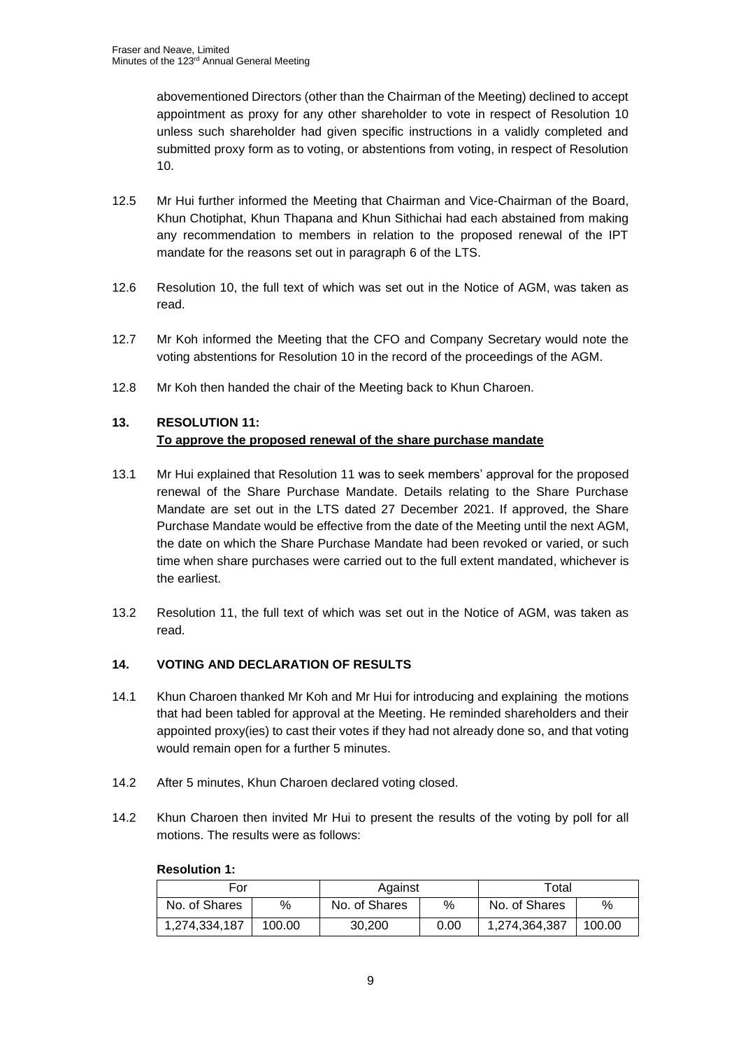abovementioned Directors (other than the Chairman of the Meeting) declined to accept appointment as proxy for any other shareholder to vote in respect of Resolution 10 unless such shareholder had given specific instructions in a validly completed and submitted proxy form as to voting, or abstentions from voting, in respect of Resolution 10.

12.5 Mr Hui further informed the Meeting that Chairman and Vice-Chairman of the Board, Khun Chotiphat, Khun Thapana and Khun Sithichai had each abstained from making any recommendation to members in relation to the proposed renewal of the IPT mandate for the reasons set out in paragraph 6 of the LTS.

12.6 Resolution 10, the full text of which was set out in the Notice of AGM, was taken as read.

12.7 Mr Koh informed the Meeting that the CFO and Company Secretary would note the voting abstentions for Resolution 10 in the record of the proceedings of the AGM.

12.8 Mr Koh then handed the chair of the Meeting back to Khun Charoen.

## 13. RESOLUTION 11: To approve the proposed renewal of the share purchase mandate

13.1 Mr Hui explained that Resolution 11 was to seek members' approval for the proposed renewal of the Share Purchase Mandate. Details relating to the Share Purchase Mandate are set out in the LTS dated 27 December 2021. If approved, the Share Purchase Mandate would be effective from the date of the Meeting until the next AGM, the date on which the Share Purchase Mandate had been revoked or varied, or such time when share purchases were carried out to the full extent mandated, whichever is the earliest.

13.2 Resolution 11, the full text of which was set out in the Notice of AGM, was taken as read.

## 14. VOTING AND DECLARATION OF RESULTS

14.1 Khun Charoen thanked Mr Koh and Mr Hui for introducing and explaining the motions that had been tabled for approval at the Meeting. He reminded shareholders and their appointed proxy(ies) to cast their votes if they had not already done so, and that voting would remain open for a further 5 minutes.

14.2 After 5 minutes, Khun Charoen declared voting closed.

14.2 Khun Charoen then invited Mr Hui to present the results of the voting by poll for all motions. The results were as follows:

**Resolution 1:**

| For | | Against | | Total | |
|---|---|---|---|---|---|
| No. of Shares | % | No. of Shares | % | No. of Shares | % |
| 1,274,334,187 | 100.00 | 30,200 | 0.00 | 1,274,364,387 | 100.00 |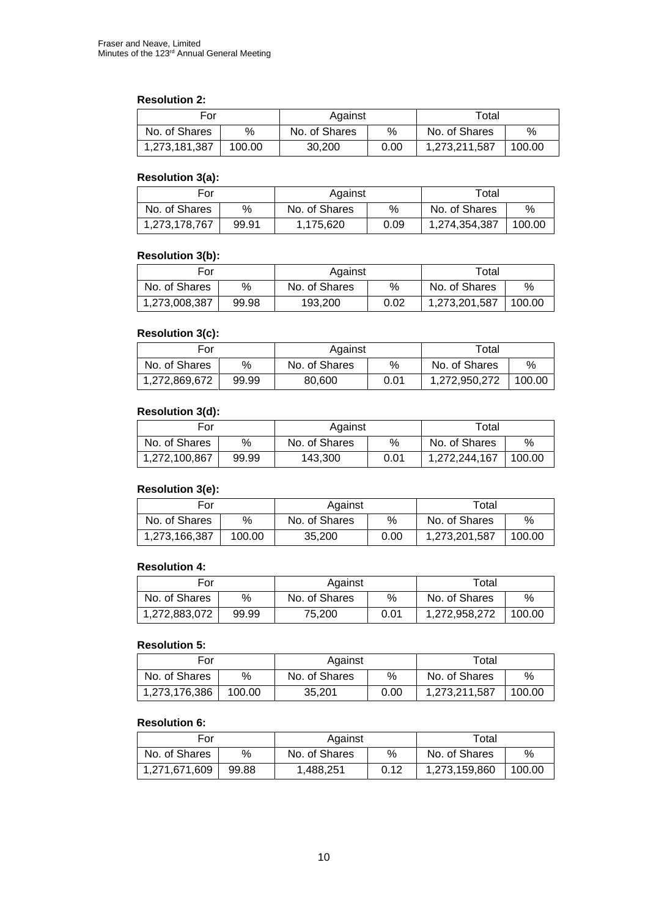**Resolution 2:**

| For | | Against | | Total | |
|---|---|---|---|---|---|
| No. of Shares | % | No. of Shares | % | No. of Shares | % |
| 1,273,181,387 | 100.00 | 30,200 | 0.00 | 1,273,211,587 | 100.00 |

**Resolution 3(a):**

| For | | Against | | Total | |
|---|---|---|---|---|---|
| No. of Shares | % | No. of Shares | % | No. of Shares | % |
| 1,273,178,767 | 99.91 | 1,175,620 | 0.09 | 1,274,354,387 | 100.00 |

**Resolution 3(b):**

| For | | Against | | Total | |
|---|---|---|---|---|---|
| No. of Shares | % | No. of Shares | % | No. of Shares | % |
| 1,273,008,387 | 99.98 | 193,200 | 0.02 | 1,273,201,587 | 100.00 |

**Resolution 3(c):**

| For | | Against | | Total | |
|---|---|---|---|---|---|
| No. of Shares | % | No. of Shares | % | No. of Shares | % |
| 1,272,869,672 | 99.99 | 80,600 | 0.01 | 1,272,950,272 | 100.00 |

**Resolution 3(d):**

| For | | Against | | Total | |
|---|---|---|---|---|---|
| No. of Shares | % | No. of Shares | % | No. of Shares | % |
| 1,272,100,867 | 99.99 | 143,300 | 0.01 | 1,272,244,167 | 100.00 |

**Resolution 3(e):**

| For | | Against | | Total | |
|---|---|---|---|---|---|
| No. of Shares | % | No. of Shares | % | No. of Shares | % |
| 1,273,166,387 | 100.00 | 35,200 | 0.00 | 1,273,201,587 | 100.00 |

**Resolution 4:**

| For | | Against | | Total | |
|---|---|---|---|---|---|
| No. of Shares | % | No. of Shares | % | No. of Shares | % |
| 1,272,883,072 | 99.99 | 75,200 | 0.01 | 1,272,958,272 | 100.00 |

**Resolution 5:**

| For | | Against | | Total | |
|---|---|---|---|---|---|
| No. of Shares | % | No. of Shares | % | No. of Shares | % |
| 1,273,176,386 | 100.00 | 35,201 | 0.00 | 1,273,211,587 | 100.00 |

**Resolution 6:**

| For | | Against | | Total | |
|---|---|---|---|---|---|
| No. of Shares | % | No. of Shares | % | No. of Shares | % |
| 1,271,671,609 | 99.88 | 1,488,251 | 0.12 | 1,273,159,860 | 100.00 |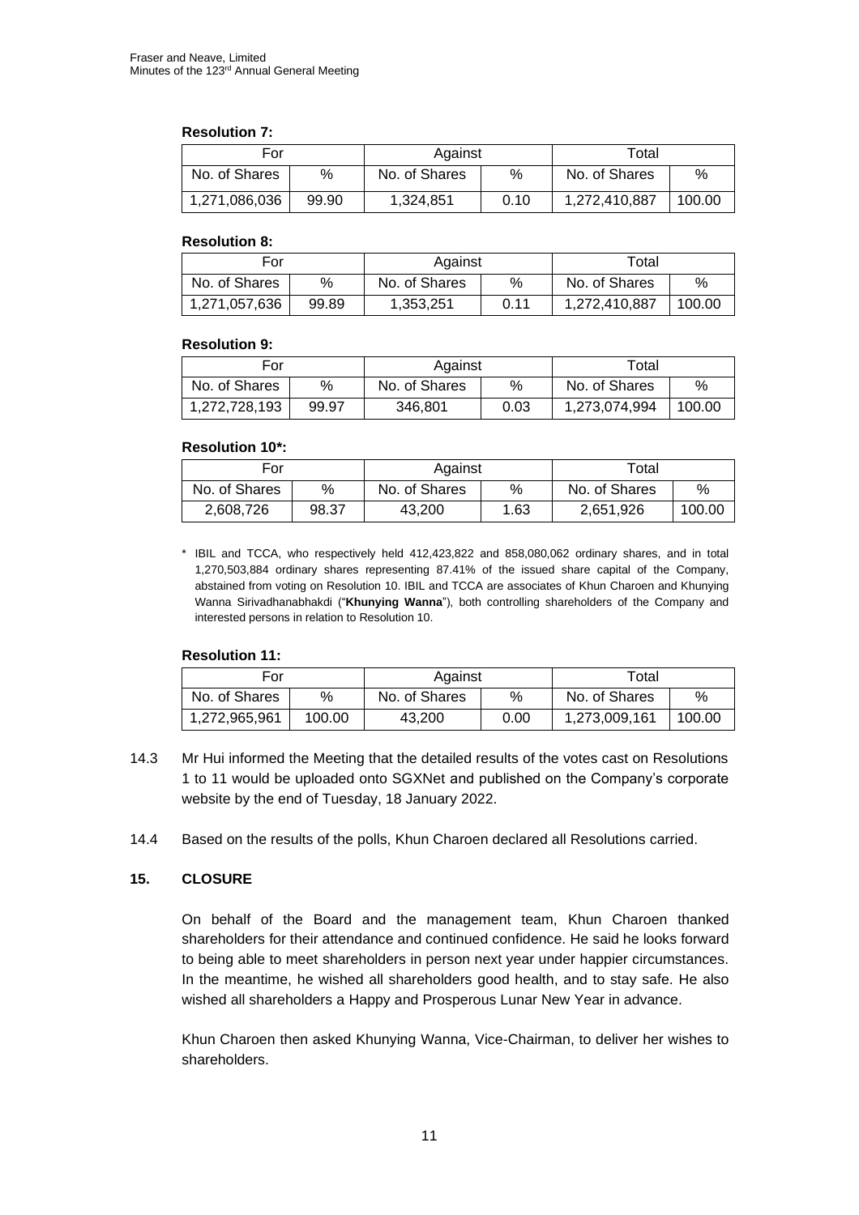**Resolution 7:**

| For | | Against | | Total | |
|---|---|---|---|---|---|
| No. of Shares | % | No. of Shares | % | No. of Shares | % |
| 1,271,086,036 | 99.90 | 1,324,851 | 0.10 | 1,272,410,887 | 100.00 |

**Resolution 8:**

| For | | Against | | Total | |
|---|---|---|---|---|---|
| No. of Shares | % | No. of Shares | % | No. of Shares | % |
| 1,271,057,636 | 99.89 | 1,353,251 | 0.11 | 1,272,410,887 | 100.00 |

**Resolution 9:**

| For | | Against | | Total | |
|---|---|---|---|---|---|
| No. of Shares | % | No. of Shares | % | No. of Shares | % |
| 1,272,728,193 | 99.97 | 346,801 | 0.03 | 1,273,074,994 | 100.00 |

**Resolution 10*:**

| For | | Against | | Total | |
|---|---|---|---|---|---|
| No. of Shares | % | No. of Shares | % | No. of Shares | % |
| 2,608,726 | 98.37 | 43,200 | 1.63 | 2,651,926 | 100.00 |

\* IBIL and TCCA, who respectively held 412,423,822 and 858,080,062 ordinary shares, and in total 1,270,503,884 ordinary shares representing 87.41% of the issued share capital of the Company, abstained from voting on Resolution 10. IBIL and TCCA are associates of Khun Charoen and Khunying Wanna Sirivadhanabhakdi ("**Khunying Wanna**"), both controlling shareholders of the Company and interested persons in relation to Resolution 10.

**Resolution 11:**

| For | | Against | | Total | |
|---|---|---|---|---|---|
| No. of Shares | % | No. of Shares | % | No. of Shares | % |
| 1,272,965,961 | 100.00 | 43,200 | 0.00 | 1,273,009,161 | 100.00 |

14.3 Mr Hui informed the Meeting that the detailed results of the votes cast on Resolutions 1 to 11 would be uploaded onto SGXNet and published on the Company's corporate website by the end of Tuesday, 18 January 2022.

14.4 Based on the results of the polls, Khun Charoen declared all Resolutions carried.

## 15. CLOSURE

On behalf of the Board and the management team, Khun Charoen thanked shareholders for their attendance and continued confidence. He said he looks forward to being able to meet shareholders in person next year under happier circumstances. In the meantime, he wished all shareholders good health, and to stay safe. He also wished all shareholders a Happy and Prosperous Lunar New Year in advance.

Khun Charoen then asked Khunying Wanna, Vice-Chairman, to deliver her wishes to shareholders.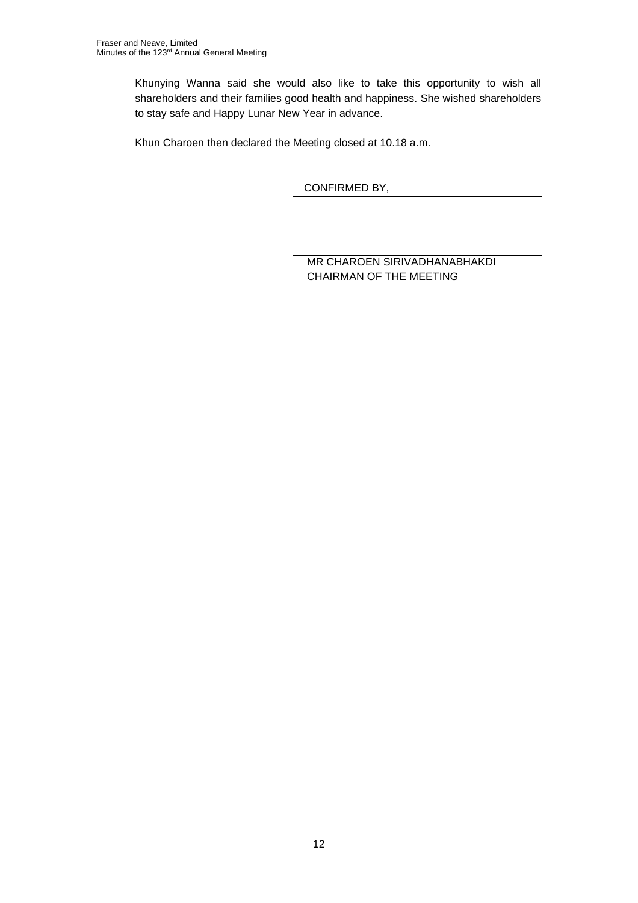Khunying Wanna said she would also like to take this opportunity to wish all shareholders and their families good health and happiness. She wished shareholders to stay safe and Happy Lunar New Year in advance.

Khun Charoen then declared the Meeting closed at 10.18 a.m.

CONFIRMED BY,

MR CHAROEN SIRIVADHANABHAKDI
CHAIRMAN OF THE MEETING